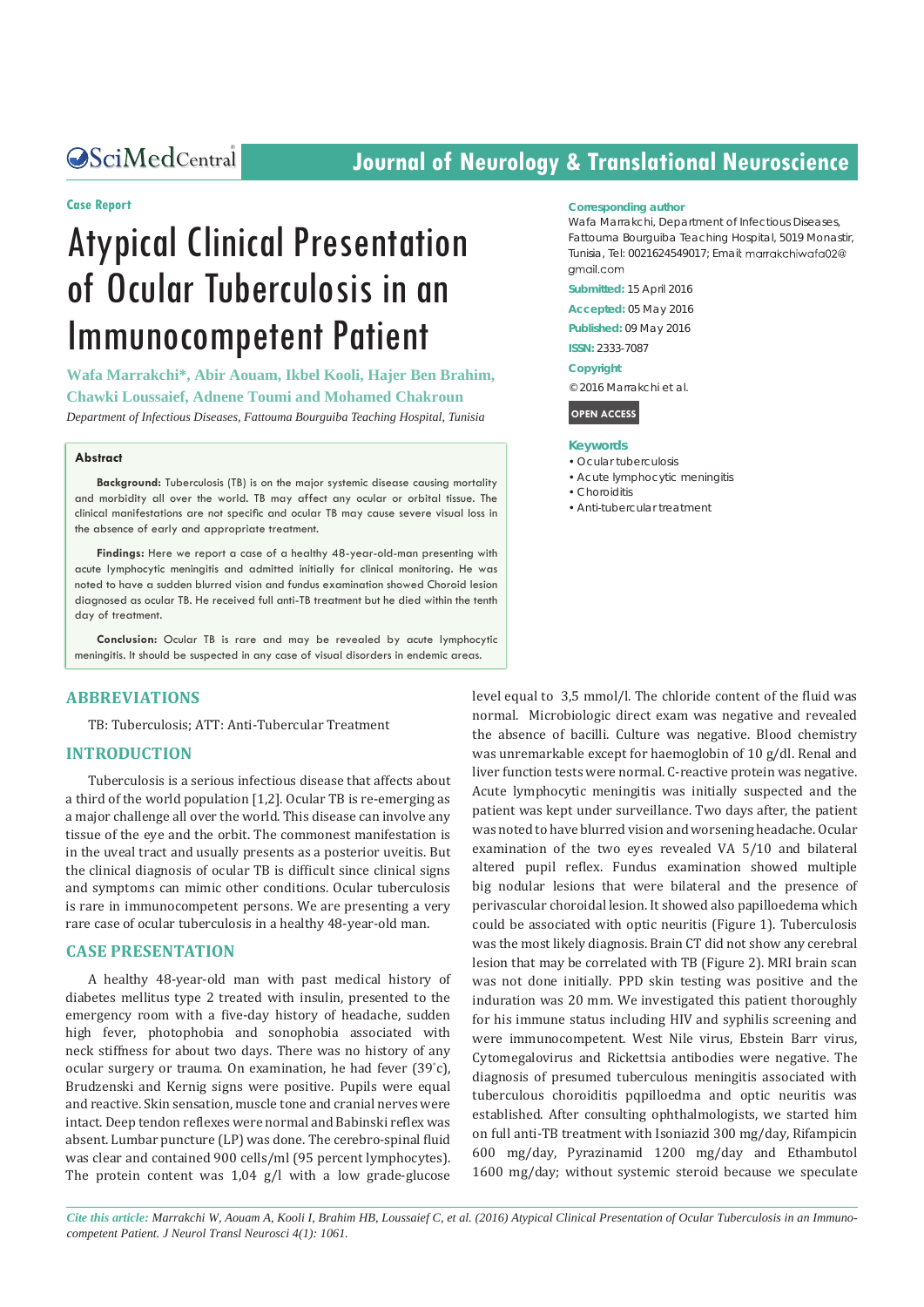Case Report

# Atypical Clinical Presentation of Ocular Tuberculosis in an Immunocompetent Patient

**Wafa Marrakchi*, Abir Aouam, Ikbel Kooli, Hajer Ben Brahim, Chawki Loussaief, Adnene Toumi and Mohamed Chakroun**

*Department of Infectious Diseases, Fattouma Bourguiba Teaching Hospital, Tunisia*

**Corresponding author**

Wafa Marrakchi, Department of Infectious Diseases, Fattouma Bourguiba Teaching Hospital, 5019 Monastir, Tunisia, Tel: 0021624549017; Email: marrakchiwafa02@gmail.com

**Submitted:** 15 April 2016

**Accepted:** 05 May 2016

**Published:** 09 May 2016

**ISSN:** 2333-7087

**Copyright**

© 2016 Marrakchi et al.

**OPEN ACCESS**

**Keywords**

- Ocular tuberculosis
- Acute lymphocytic meningitis
- Choroiditis
- Anti-tubercular treatment

## Abstract

**Background:** Tuberculosis (TB) is on the major systemic disease causing mortality and morbidity all over the world. TB may affect any ocular or orbital tissue. The clinical manifestations are not specific and ocular TB may cause severe visual loss in the absence of early and appropriate treatment.

**Findings:** Here we report a case of a healthy 48-year-old-man presenting with acute lymphocytic meningitis and admitted initially for clinical monitoring. He was noted to have a sudden blurred vision and fundus examination showed Choroid lesion diagnosed as ocular TB. He received full anti-TB treatment but he died within the tenth day of treatment.

**Conclusion:** Ocular TB is rare and may be revealed by acute lymphocytic meningitis. It should be suspected in any case of visual disorders in endemic areas.

## ABBREVIATIONS

TB: Tuberculosis; ATT: Anti-Tubercular Treatment

## INTRODUCTION

Tuberculosis is a serious infectious disease that affects about a third of the world population [1,2]. Ocular TB is re-emerging as a major challenge all over the world. This disease can involve any tissue of the eye and the orbit. The commonest manifestation is in the uveal tract and usually presents as a posterior uveitis. But the clinical diagnosis of ocular TB is difficult since clinical signs and symptoms can mimic other conditions. Ocular tuberculosis is rare in immunocompetent persons. We are presenting a very rare case of ocular tuberculosis in a healthy 48-year-old man.

## CASE PRESENTATION

A healthy 48-year-old man with past medical history of diabetes mellitus type 2 treated with insulin, presented to the emergency room with a five-day history of headache, sudden high fever, photophobia and sonophobia associated with neck stiffness for about two days. There was no history of any ocular surgery or trauma. On examination, he had fever (39°c), Brudzenski and Kernig signs were positive. Pupils were equal and reactive. Skin sensation, muscle tone and cranial nerves were intact. Deep tendon reflexes were normal and Babinski reflex was absent. Lumbar puncture (LP) was done. The cerebro-spinal fluid was clear and contained 900 cells/ml (95 percent lymphocytes). The protein content was 1,04 g/l with a low grade-glucose level equal to 3,5 mmol/l. The chloride content of the fluid was normal. Microbiologic direct exam was negative and revealed the absence of bacilli. Culture was negative. Blood chemistry was unremarkable except for haemoglobin of 10 g/dl. Renal and liver function tests were normal. C-reactive protein was negative. Acute lymphocytic meningitis was initially suspected and the patient was kept under surveillance. Two days after, the patient was noted to have blurred vision and worsening headache. Ocular examination of the two eyes revealed VA 5/10 and bilateral altered pupil reflex. Fundus examination showed multiple big nodular lesions that were bilateral and the presence of perivascular choroidal lesion. It showed also papilloedema which could be associated with optic neuritis (Figure 1). Tuberculosis was the most likely diagnosis. Brain CT did not show any cerebral lesion that may be correlated with TB (Figure 2). MRI brain scan was not done initially. PPD skin testing was positive and the induration was 20 mm. We investigated this patient thoroughly for his immune status including HIV and syphilis screening and were immunocompetent. West Nile virus, Ebstein Barr virus, Cytomegalovirus and Rickettsia antibodies were negative. The diagnosis of presumed tuberculous meningitis associated with tuberculous choroiditis pqpilloedma and optic neuritis was established. After consulting ophthalmologists, we started him on full anti-TB treatment with Isoniazid 300 mg/day, Rifampicin 600 mg/day, Pyrazinamid 1200 mg/day and Ethambutol 1600 mg/day; without systemic steroid because we speculate

*Cite this article: Marrakchi W, Aouam A, Kooli I, Brahim HB, Loussaief C, et al. (2016) Atypical Clinical Presentation of Ocular Tuberculosis in an Immunocompetent Patient. J Neurol Transl Neurosci 4(1): 1061.*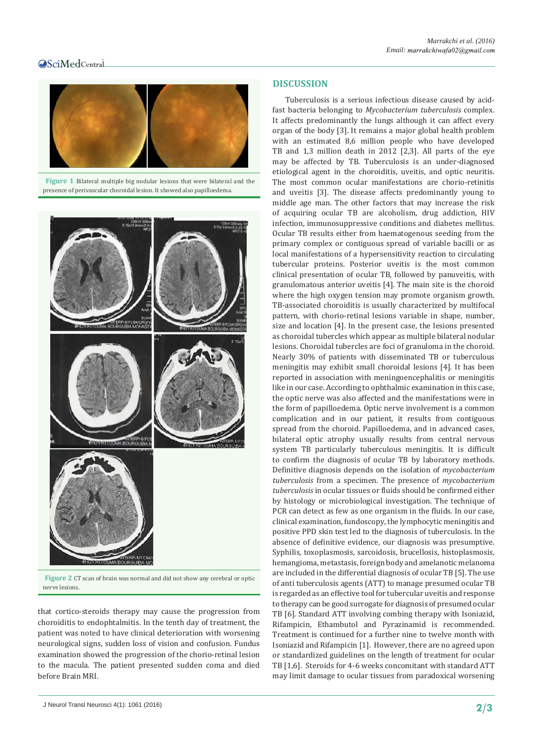**Figure 1** Bilateral multiple big nodular lesions that were bilateral and the presence of perivascular choroidal lesion. It showed also papilloedema.

**Figure 2** CT scan of brain was normal and did not show any cerebral or optic nerve lesions.

that cortico-steroids therapy may cause the progression from choroiditis to endophtalmitis. In the tenth day of treatment, the patient was noted to have clinical deterioration with worsening neurological signs, sudden loss of vision and confusion. Fundus examination showed the progression of the chorio-retinal lesion to the macula. The patient presented sudden coma and died before Brain MRI.

## DISCUSSION

Tuberculosis is a serious infectious disease caused by acid-fast bacteria belonging to *Mycobacterium tuberculosis* complex. It affects predominantly the lungs although it can affect every organ of the body [3]. It remains a major global health problem with an estimated 8,6 million people who have developed TB and 1,3 million death in 2012 [2,3]. All parts of the eye may be affected by TB. Tuberculosis is an under-diagnosed etiological agent in the choroiditis, uveitis, and optic neuritis. The most common ocular manifestations are chorio-retinitis and uveitis [3]. The disease affects predominantly young to middle age man. The other factors that may increase the risk of acquiring ocular TB are alcoholism, drug addiction, HIV infection, immunosuppressive conditions and diabetes mellitus. Ocular TB results either from haematogenous seeding from the primary complex or contiguous spread of variable bacilli or as local manifestations of a hypersensitivity reaction to circulating tubercular proteins. Posterior uveitis is the most common clinical presentation of ocular TB, followed by panuveitis, with granulomatous anterior uveitis [4]. The main site is the choroid where the high oxygen tension may promote organism growth. TB-associated choroiditis is usually characterized by multifocal pattern, with chorio-retinal lesions variable in shape, number, size and location [4]. In the present case, the lesions presented as choroidal tubercles which appear as multiple bilateral nodular lesions. Choroidal tubercles are foci of granuloma in the choroid. Nearly 30% of patients with disseminated TB or tuberculous meningitis may exhibit small choroidal lesions [4]. It has been reported in association with meningoencephalitis or meningitis like in our case. According to ophthalmic examination in this case, the optic nerve was also affected and the manifestations were in the form of papilloedema. Optic nerve involvement is a common complication and in our patient, it results from contiguous spread from the choroid. Papilloedema, and in advanced cases, bilateral optic atrophy usually results from central nervous system TB particularly tuberculous meningitis. It is difficult to confirm the diagnosis of ocular TB by laboratory methods. Definitive diagnosis depends on the isolation of *mycobacterium tuberculosis* from a specimen. The presence of *mycobacterium tuberculosis* in ocular tissues or fluids should be confirmed either by histology or microbiological investigation. The technique of PCR can detect as few as one organism in the fluids. In our case, clinical examination, fundoscopy, the lymphocytic meningitis and positive PPD skin test led to the diagnosis of tuberculosis. In the absence of definitive evidence, our diagnosis was presumptive. Syphilis, toxoplasmosis, sarcoidosis, brucellosis, histoplasmosis, hemangioma, metastasis, foreign body and amelanotic melanoma are included in the differential diagnosis of ocular TB [5]. The use of anti tuberculosis agents (ATT) to manage presumed ocular TB is regarded as an effective tool for tubercular uveitis and response to therapy can be good surrogate for diagnosis of presumed ocular TB [6]. Standard ATT involving combing therapy with Isoniazid, Rifampicin, Ethambutol and Pyrazinamid is recommended. Treatment is continued for a further nine to twelve month with Isoniazid and Rifampicin [1]. However, there are no agreed upon or standardized guidelines on the length of treatment for ocular TB [1,6]. Steroids for 4-6 weeks concomitant with standard ATT may limit damage to ocular tissues from paradoxical worsening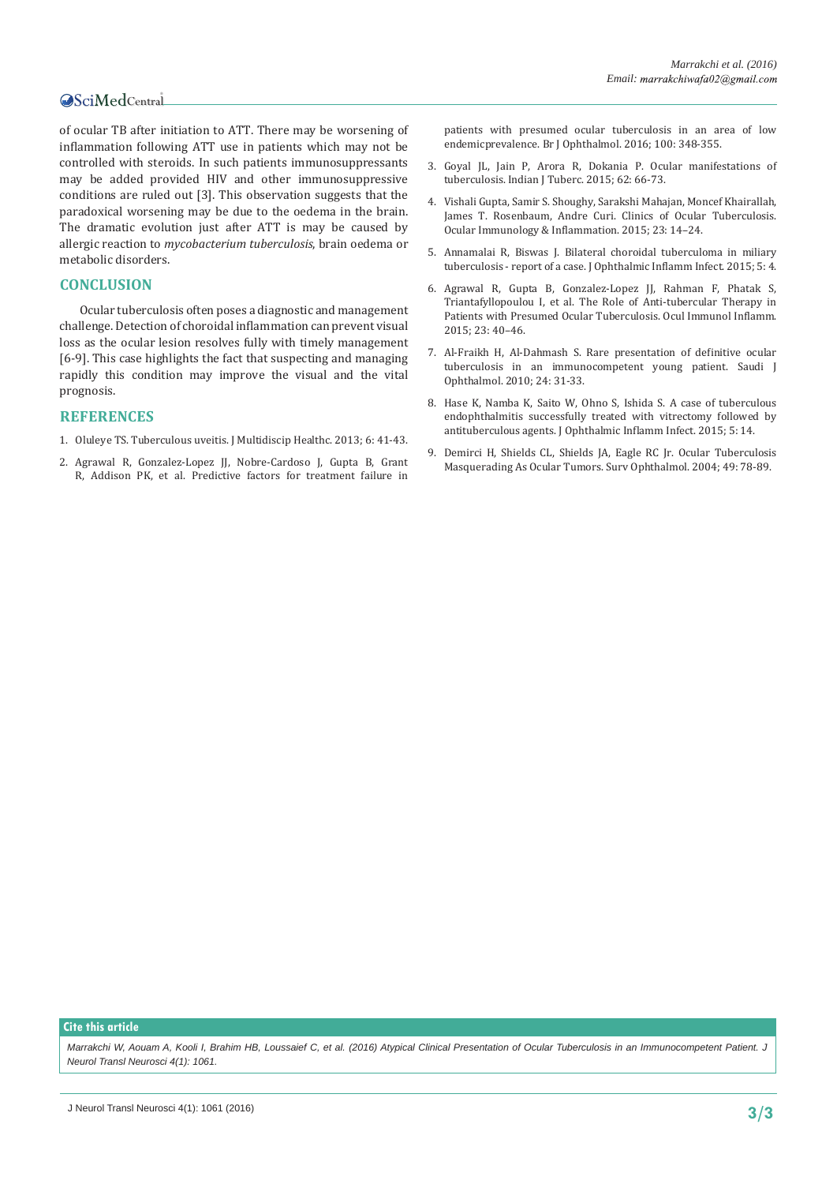of ocular TB after initiation to ATT. There may be worsening of inflammation following ATT use in patients which may not be controlled with steroids. In such patients immunosuppressants may be added provided HIV and other immunosuppressive conditions are ruled out [3]. This observation suggests that the paradoxical worsening may be due to the oedema in the brain. The dramatic evolution just after ATT is may be caused by allergic reaction to *mycobacterium tuberculosis*, brain oedema or metabolic disorders.

## CONCLUSION

Ocular tuberculosis often poses a diagnostic and management challenge. Detection of choroidal inflammation can prevent visual loss as the ocular lesion resolves fully with timely management [6-9]. This case highlights the fact that suspecting and managing rapidly this condition may improve the visual and the vital prognosis.

## REFERENCES

1. Oluleye TS. Tuberculous uveitis. J Multidiscip Healthc. 2013; 6: 41-43.
2. Agrawal R, Gonzalez-Lopez JJ, Nobre-Cardoso J, Gupta B, Grant R, Addison PK, et al. Predictive factors for treatment failure in patients with presumed ocular tuberculosis in an area of low endemicprevalence. Br J Ophthalmol. 2016; 100: 348-355.
3. Goyal JL, Jain P, Arora R, Dokania P. Ocular manifestations of tuberculosis. Indian J Tuberc. 2015; 62: 66-73.
4. Vishali Gupta, Samir S. Shoughy, Sarakshi Mahajan, Moncef Khairallah, James T. Rosenbaum, Andre Curi. Clinics of Ocular Tuberculosis. Ocular Immunology & Inflammation. 2015; 23: 14–24.
5. Annamalai R, Biswas J. Bilateral choroidal tuberculoma in miliary tuberculosis - report of a case. J Ophthalmic Inflamm Infect. 2015; 5: 4.
6. Agrawal R, Gupta B, Gonzalez-Lopez JJ, Rahman F, Phatak S, Triantafyllopoulou I, et al. The Role of Anti-tubercular Therapy in Patients with Presumed Ocular Tuberculosis. Ocul Immunol Inflamm. 2015; 23: 40–46.
7. Al-Fraikh H, Al-Dahmash S. Rare presentation of definitive ocular tuberculosis in an immunocompetent young patient. Saudi J Ophthalmol. 2010; 24: 31-33.
8. Hase K, Namba K, Saito W, Ohno S, Ishida S. A case of tuberculous endophthalmitis successfully treated with vitrectomy followed by antituberculous agents. J Ophthalmic Inflamm Infect. 2015; 5: 14.
9. Demirci H, Shields CL, Shields JA, Eagle RC Jr. Ocular Tuberculosis Masquerading As Ocular Tumors. Surv Ophthalmol. 2004; 49: 78-89.

**Cite this article**

*Marrakchi W, Aouam A, Kooli I, Brahim HB, Loussaief C, et al. (2016) Atypical Clinical Presentation of Ocular Tuberculosis in an Immunocompetent Patient. J Neurol Transl Neurosci 4(1): 1061.*